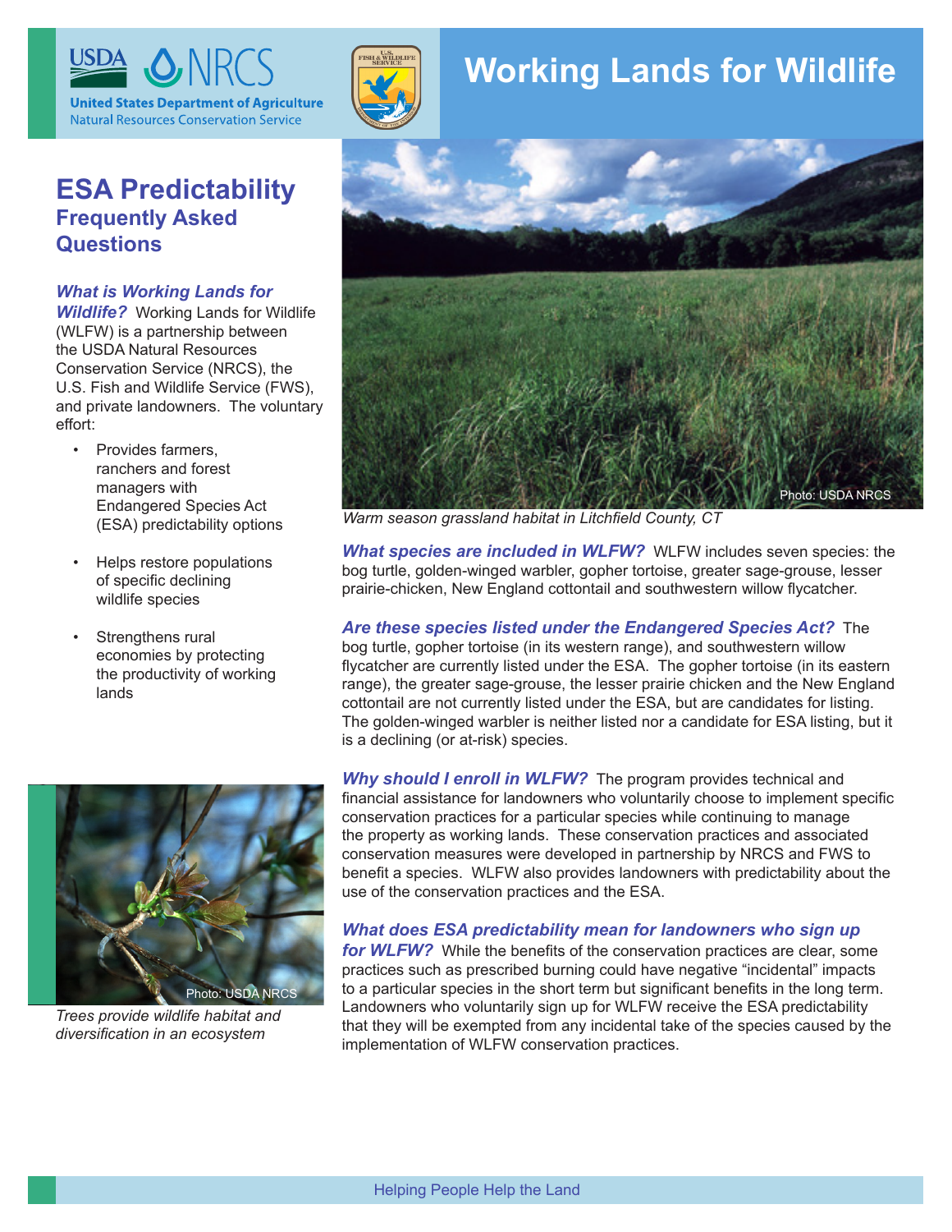United States Department of Agriculture
Natural Resources Conservation Service

# Working Lands for Wildlife

## ESA Predictability
### Frequently Asked Questions

***What is Working Lands for Wildlife?*** Working Lands for Wildlife (WLFW) is a partnership between the USDA Natural Resources Conservation Service (NRCS), the U.S. Fish and Wildlife Service (FWS), and private landowners. The voluntary effort:

- Provides farmers, ranchers and forest managers with Endangered Species Act (ESA) predictability options
- Helps restore populations of specific declining wildlife species
- Strengthens rural economies by protecting the productivity of working lands

Photo: USDA NRCS

*Trees provide wildlife habitat and diversification in an ecosystem*

Photo: USDA NRCS

*Warm season grassland habitat in Litchfield County, CT*

***What species are included in WLFW?*** WLFW includes seven species: the bog turtle, golden-winged warbler, gopher tortoise, greater sage-grouse, lesser prairie-chicken, New England cottontail and southwestern willow flycatcher.

***Are these species listed under the Endangered Species Act?*** The bog turtle, gopher tortoise (in its western range), and southwestern willow flycatcher are currently listed under the ESA. The gopher tortoise (in its eastern range), the greater sage-grouse, the lesser prairie chicken and the New England cottontail are not currently listed under the ESA, but are candidates for listing. The golden-winged warbler is neither listed nor a candidate for ESA listing, but it is a declining (or at-risk) species.

***Why should I enroll in WLFW?*** The program provides technical and financial assistance for landowners who voluntarily choose to implement specific conservation practices for a particular species while continuing to manage the property as working lands. These conservation practices and associated conservation measures were developed in partnership by NRCS and FWS to benefit a species. WLFW also provides landowners with predictability about the use of the conservation practices and the ESA.

***What does ESA predictability mean for landowners who sign up for WLFW?*** While the benefits of the conservation practices are clear, some practices such as prescribed burning could have negative "incidental" impacts to a particular species in the short term but significant benefits in the long term. Landowners who voluntarily sign up for WLFW receive the ESA predictability that they will be exempted from any incidental take of the species caused by the implementation of WLFW conservation practices.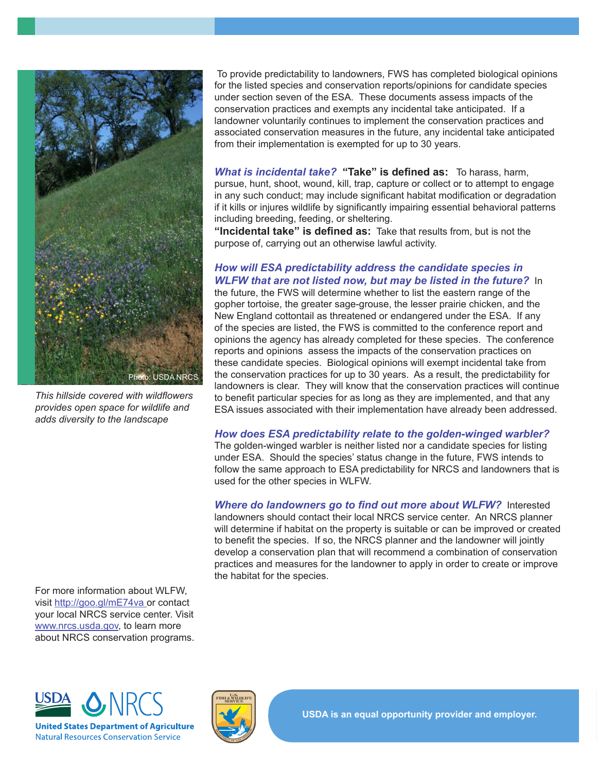To provide predictability to landowners, FWS has completed biological opinions for the listed species and conservation reports/opinions for candidate species under section seven of the ESA. These documents assess impacts of the conservation practices and exempts any incidental take anticipated. If a landowner voluntarily continues to implement the conservation practices and associated conservation measures in the future, any incidental take anticipated from their implementation is exempted for up to 30 years.

***What is incidental take?*** **"Take" is defined as:** To harass, harm, pursue, hunt, shoot, wound, kill, trap, capture or collect or to attempt to engage in any such conduct; may include significant habitat modification or degradation if it kills or injures wildlife by significantly impairing essential behavioral patterns including breeding, feeding, or sheltering.

**"Incidental take" is defined as:** Take that results from, but is not the purpose of, carrying out an otherwise lawful activity.

***How will ESA predictability address the candidate species in WLFW that are not listed now, but may be listed in the future?*** In the future, the FWS will determine whether to list the eastern range of the gopher tortoise, the greater sage-grouse, the lesser prairie chicken, and the New England cottontail as threatened or endangered under the ESA. If any of the species are listed, the FWS is committed to the conference report and opinions the agency has already completed for these species. The conference reports and opinions assess the impacts of the conservation practices on these candidate species. Biological opinions will exempt incidental take from the conservation practices for up to 30 years. As a result, the predictability for landowners is clear. They will know that the conservation practices will continue to benefit particular species for as long as they are implemented, and that any ESA issues associated with their implementation have already been addressed.

***How does ESA predictability relate to the golden-winged warbler?*** The golden-winged warbler is neither listed nor a candidate species for listing under ESA. Should the species' status change in the future, FWS intends to follow the same approach to ESA predictability for NRCS and landowners that is used for the other species in WLFW.

***Where do landowners go to find out more about WLFW?*** Interested landowners should contact their local NRCS service center. An NRCS planner will determine if habitat on the property is suitable or can be improved or created to benefit the species. If so, the NRCS planner and the landowner will jointly develop a conservation plan that will recommend a combination of conservation practices and measures for the landowner to apply in order to create or improve the habitat for the species.

Photo: USDA NRCS

*This hillside covered with wildflowers provides open space for wildlife and adds diversity to the landscape*

For more information about WLFW, visit http://goo.gl/mE74va or contact your local NRCS service center. Visit www.nrcs.usda.gov, to learn more about NRCS conservation programs.

USDA NRCS
United States Department of Agriculture
Natural Resources Conservation Service

USDA is an equal opportunity provider and employer.